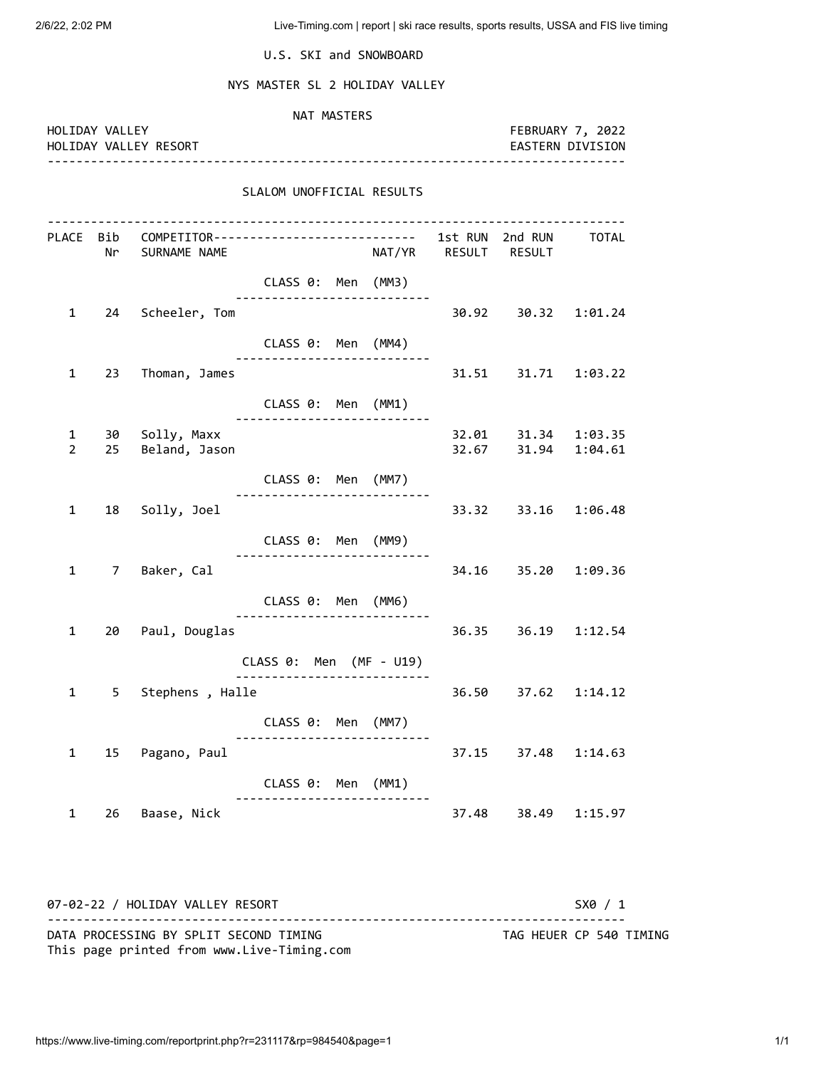U.S. SKI and SNOWBOARD

# NYS MASTER SL 2 HOLIDAY VALLEY

NAT MASTERS

HOLIDAY VALLEY — FEBRUARY 7, 2022
HOLIDAY VALLEY RESORT — EASTERN DIVISION

## SLALOM UNOFFICIAL RESULTS

| PLACE | Bib Nr | COMPETITOR SURNAME NAME | NAT/YR | 1st RUN RESULT | 2nd RUN RESULT | TOTAL |
|---|---|---|---|---|---|---|
| | | **CLASS 0: Men (MM3)** | | | | |
| 1 | 24 | Scheeler, Tom | | 30.92 | 30.32 | 1:01.24 |
| | | **CLASS 0: Men (MM4)** | | | | |
| 1 | 23 | Thoman, James | | 31.51 | 31.71 | 1:03.22 |
| | | **CLASS 0: Men (MM1)** | | | | |
| 1 | 30 | Solly, Maxx | | 32.01 | 31.34 | 1:03.35 |
| 2 | 25 | Beland, Jason | | 32.67 | 31.94 | 1:04.61 |
| | | **CLASS 0: Men (MM7)** | | | | |
| 1 | 18 | Solly, Joel | | 33.32 | 33.16 | 1:06.48 |
| | | **CLASS 0: Men (MM9)** | | | | |
| 1 | 7 | Baker, Cal | | 34.16 | 35.20 | 1:09.36 |
| | | **CLASS 0: Men (MM6)** | | | | |
| 1 | 20 | Paul, Douglas | | 36.35 | 36.19 | 1:12.54 |
| | | **CLASS 0: Men (MF - U19)** | | | | |
| 1 | 5 | Stephens , Halle | | 36.50 | 37.62 | 1:14.12 |
| | | **CLASS 0: Men (MM7)** | | | | |
| 1 | 15 | Pagano, Paul | | 37.15 | 37.48 | 1:14.63 |
| | | **CLASS 0: Men (MM1)** | | | | |
| 1 | 26 | Baase, Nick | | 37.48 | 38.49 | 1:15.97 |

07-02-22 / HOLIDAY VALLEY RESORT — SX0 / 1

DATA PROCESSING BY SPLIT SECOND TIMING — TAG HEUER CP 540 TIMING
This page printed from www.Live-Timing.com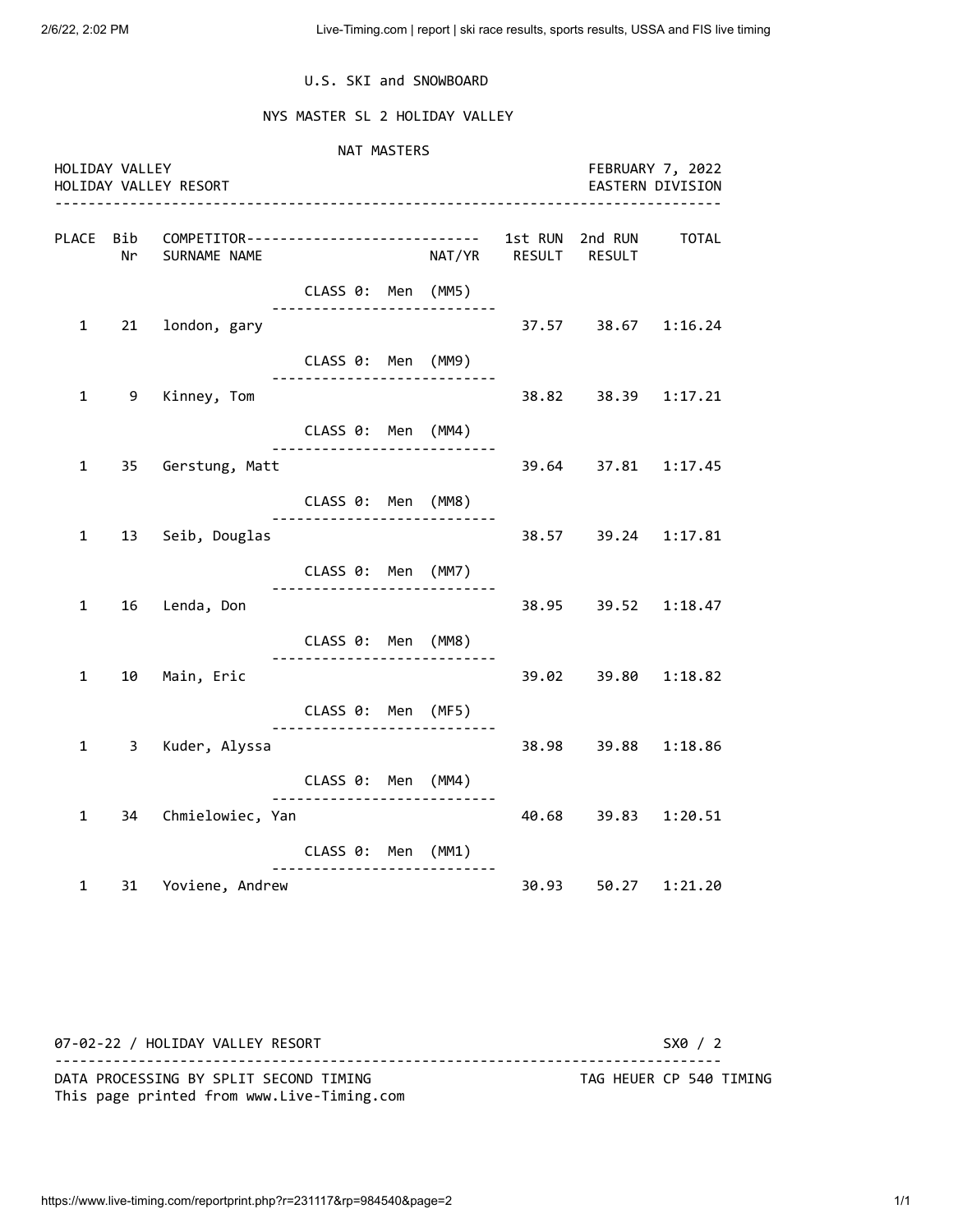U.S. SKI and SNOWBOARD

NYS MASTER SL 2 HOLIDAY VALLEY

NAT MASTERS

HOLIDAY VALLEY
HOLIDAY VALLEY RESORT

FEBRUARY 7, 2022
EASTERN DIVISION

| PLACE | Bib Nr | COMPETITOR SURNAME NAME | NAT/YR | 1st RUN RESULT | 2nd RUN RESULT | TOTAL |
|---|---|---|---|---|---|---|
| | | CLASS 0: Men (MM5) | | | | |
| 1 | 21 | london, gary | | 37.57 | 38.67 | 1:16.24 |
| | | CLASS 0: Men (MM9) | | | | |
| 1 | 9 | Kinney, Tom | | 38.82 | 38.39 | 1:17.21 |
| | | CLASS 0: Men (MM4) | | | | |
| 1 | 35 | Gerstung, Matt | | 39.64 | 37.81 | 1:17.45 |
| | | CLASS 0: Men (MM8) | | | | |
| 1 | 13 | Seib, Douglas | | 38.57 | 39.24 | 1:17.81 |
| | | CLASS 0: Men (MM7) | | | | |
| 1 | 16 | Lenda, Don | | 38.95 | 39.52 | 1:18.47 |
| | | CLASS 0: Men (MM8) | | | | |
| 1 | 10 | Main, Eric | | 39.02 | 39.80 | 1:18.82 |
| | | CLASS 0: Men (MF5) | | | | |
| 1 | 3 | Kuder, Alyssa | | 38.98 | 39.88 | 1:18.86 |
| | | CLASS 0: Men (MM4) | | | | |
| 1 | 34 | Chmielowiec, Yan | | 40.68 | 39.83 | 1:20.51 |
| | | CLASS 0: Men (MM1) | | | | |
| 1 | 31 | Yoviene, Andrew | | 30.93 | 50.27 | 1:21.20 |

07-02-22 / HOLIDAY VALLEY RESORT — SX0 / 2

DATA PROCESSING BY SPLIT SECOND TIMING — TAG HEUER CP 540 TIMING
This page printed from www.Live-Timing.com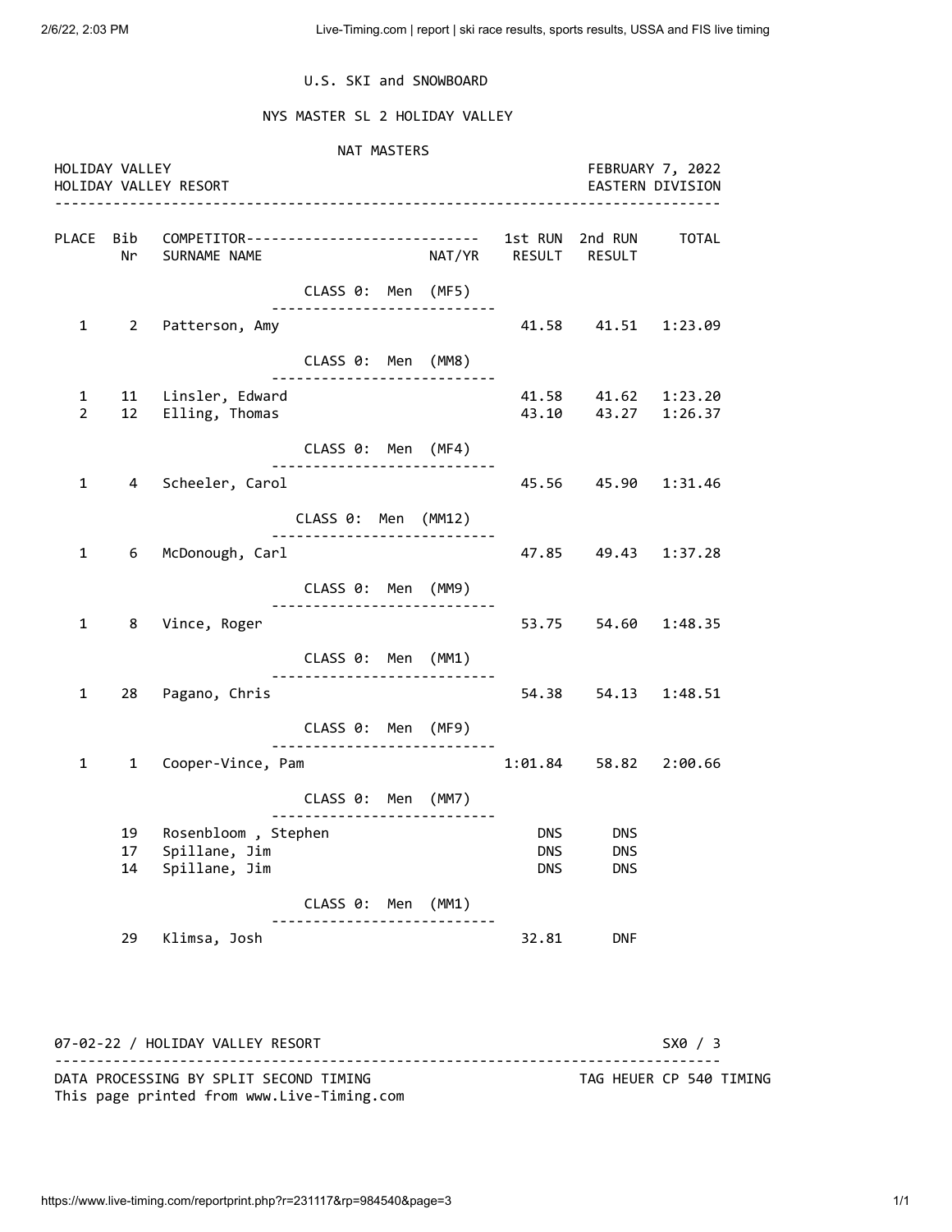U.S. SKI and SNOWBOARD

NYS MASTER SL 2 HOLIDAY VALLEY

NAT MASTERS

HOLIDAY VALLEY
HOLIDAY VALLEY RESORT

FEBRUARY 7, 2022
EASTERN DIVISION

| PLACE | Bib Nr | COMPETITOR SURNAME NAME | NAT/YR | 1st RUN RESULT | 2nd RUN RESULT | TOTAL |
|---|---|---|---|---|---|---|
| | | **CLASS 0: Men (MF5)** | | | | |
| 1 | 2 | Patterson, Amy | | 41.58 | 41.51 | 1:23.09 |
| | | **CLASS 0: Men (MM8)** | | | | |
| 1 | 11 | Linsler, Edward | | 41.58 | 41.62 | 1:23.20 |
| 2 | 12 | Elling, Thomas | | 43.10 | 43.27 | 1:26.37 |
| | | **CLASS 0: Men (MF4)** | | | | |
| 1 | 4 | Scheeler, Carol | | 45.56 | 45.90 | 1:31.46 |
| | | **CLASS 0: Men (MM12)** | | | | |
| 1 | 6 | McDonough, Carl | | 47.85 | 49.43 | 1:37.28 |
| | | **CLASS 0: Men (MM9)** | | | | |
| 1 | 8 | Vince, Roger | | 53.75 | 54.60 | 1:48.35 |
| | | **CLASS 0: Men (MM1)** | | | | |
| 1 | 28 | Pagano, Chris | | 54.38 | 54.13 | 1:48.51 |
| | | **CLASS 0: Men (MF9)** | | | | |
| 1 | 1 | Cooper-Vince, Pam | | 1:01.84 | 58.82 | 2:00.66 |
| | | **CLASS 0: Men (MM7)** | | | | |
| | 19 | Rosenbloom , Stephen | | DNS | DNS | |
| | 17 | Spillane, Jim | | DNS | DNS | |
| | 14 | Spillane, Jim | | DNS | DNS | |
| | | **CLASS 0: Men (MM1)** | | | | |
| | 29 | Klimsa, Josh | | 32.81 | DNF | |

07-02-22 / HOLIDAY VALLEY RESORT — SX0 / 3

DATA PROCESSING BY SPLIT SECOND TIMING — TAG HEUER CP 540 TIMING

This page printed from www.Live-Timing.com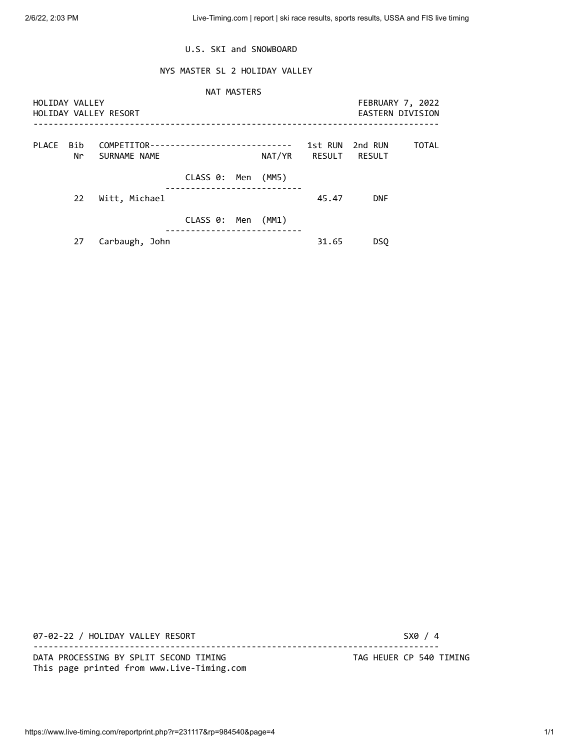U.S. SKI and SNOWBOARD

NYS MASTER SL 2 HOLIDAY VALLEY

NAT MASTERS

HOLIDAY VALLEY — FEBRUARY 7, 2022
HOLIDAY VALLEY RESORT — EASTERN DIVISION

| PLACE | Bib Nr | COMPETITOR SURNAME NAME | NAT/YR | 1st RUN RESULT | 2nd RUN RESULT | TOTAL |
|---|---|---|---|---|---|---|
| | | CLASS 0: Men (MM5) | | | | |
| | 22 | Witt, Michael | | 45.47 | DNF | |
| | | CLASS 0: Men (MM1) | | | | |
| | 27 | Carbaugh, John | | 31.65 | DSQ | |

07-02-22 / HOLIDAY VALLEY RESORT — SX0 / 4

DATA PROCESSING BY SPLIT SECOND TIMING — TAG HEUER CP 540 TIMING
This page printed from www.Live-Timing.com